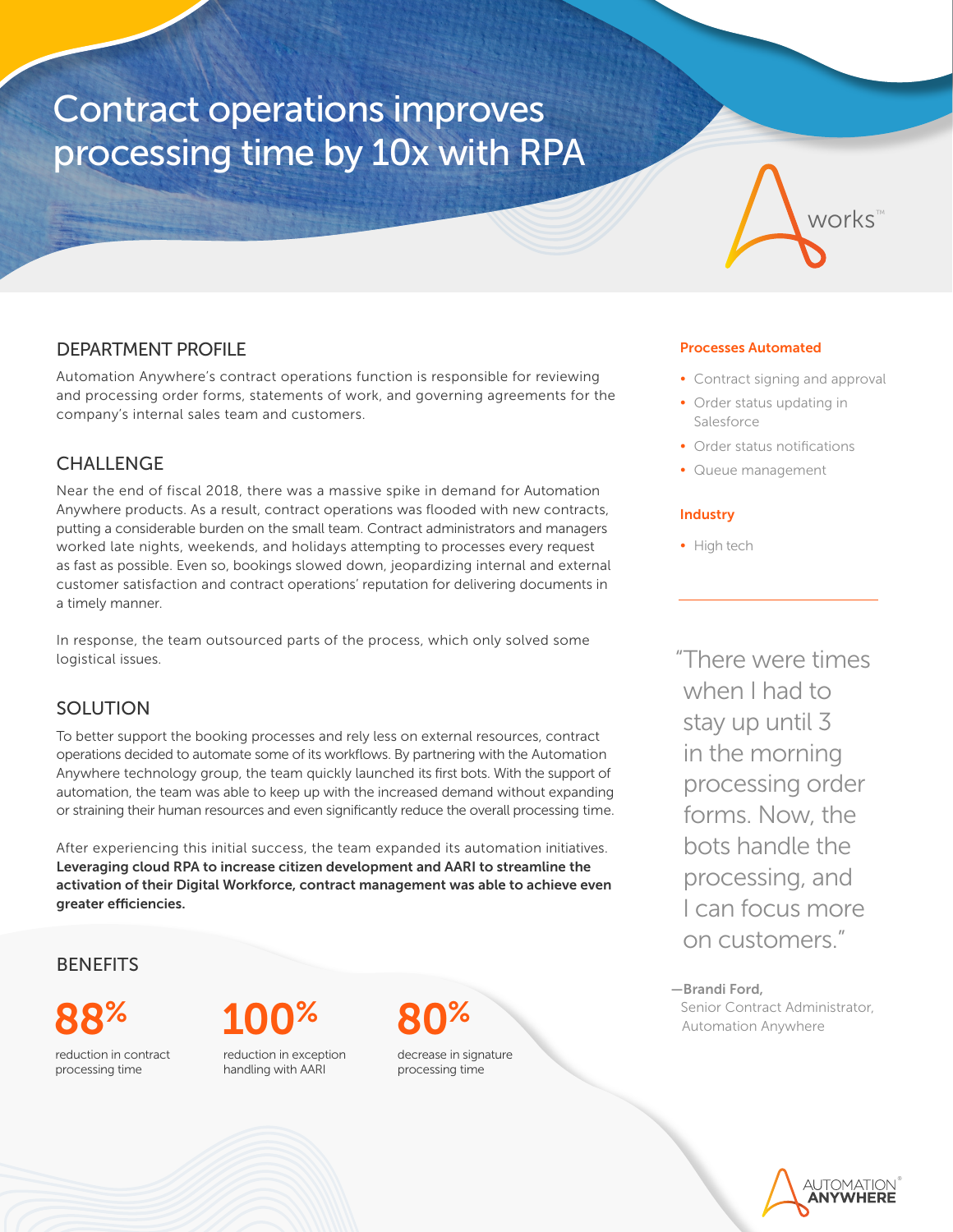# Contract operations improves processing time by 10x with RPA

## DEPARTMENT PROFILE

Automation Anywhere's contract operations function is responsible for reviewing and processing order forms, statements of work, and governing agreements for the company's internal sales team and customers.

## CHALLENGE

Near the end of fiscal 2018, there was a massive spike in demand for Automation Anywhere products. As a result, contract operations was flooded with new contracts, putting a considerable burden on the small team. Contract administrators and managers worked late nights, weekends, and holidays attempting to processes every request as fast as possible. Even so, bookings slowed down, jeopardizing internal and external customer satisfaction and contract operations' reputation for delivering documents in a timely manner.

In response, the team outsourced parts of the process, which only solved some logistical issues.

## SOLUTION

To better support the booking processes and rely less on external resources, contract operations decided to automate some of its workflows. By partnering with the Automation Anywhere technology group, the team quickly launched its first bots. With the support of automation, the team was able to keep up with the increased demand without expanding or straining their human resources and even significantly reduce the overall processing time.

After experiencing this initial success, the team expanded its automation initiatives. **Leveraging cloud RPA to increase citizen development and AARI to streamline the activation of their Digital Workforce, contract management was able to achieve even greater efficiencies.**

## BENEFITS

**88%**
reduction in contract processing time

**100%**
reduction in exception handling with AARI

**80%**
decrease in signature processing time

### Processes Automated

- Contract signing and approval
- Order status updating in Salesforce
- Order status notifications
- Queue management

### Industry

- High tech

"There were times when I had to stay up until 3 in the morning processing order forms. Now, the bots handle the processing, and I can focus more on customers."

—**Brandi Ford,**
Senior Contract Administrator, Automation Anywhere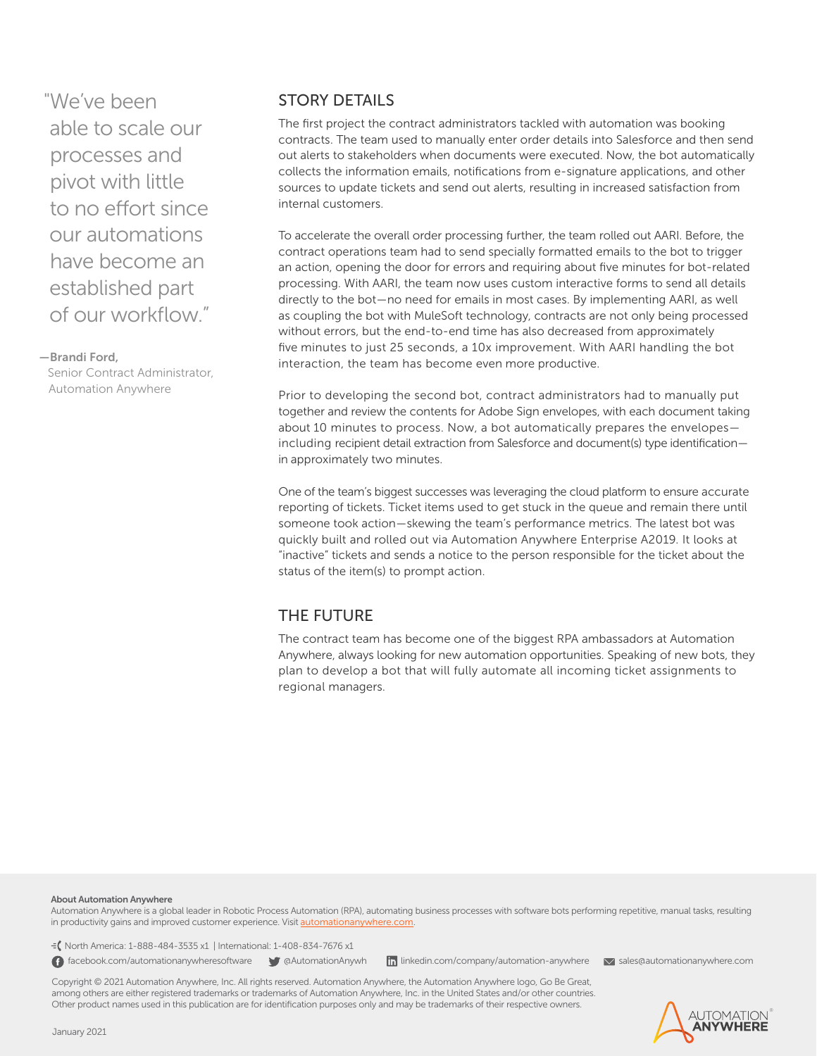"We've been able to scale our processes and pivot with little to no effort since our automations have become an established part of our workflow."

**—Brandi Ford,**
Senior Contract Administrator, Automation Anywhere

## STORY DETAILS

The first project the contract administrators tackled with automation was booking contracts. The team used to manually enter order details into Salesforce and then send out alerts to stakeholders when documents were executed. Now, the bot automatically collects the information emails, notifications from e-signature applications, and other sources to update tickets and send out alerts, resulting in increased satisfaction from internal customers.

To accelerate the overall order processing further, the team rolled out AARI. Before, the contract operations team had to send specially formatted emails to the bot to trigger an action, opening the door for errors and requiring about five minutes for bot-related processing. With AARI, the team now uses custom interactive forms to send all details directly to the bot—no need for emails in most cases. By implementing AARI, as well as coupling the bot with MuleSoft technology, contracts are not only being processed without errors, but the end-to-end time has also decreased from approximately five minutes to just 25 seconds, a 10x improvement. With AARI handling the bot interaction, the team has become even more productive.

Prior to developing the second bot, contract administrators had to manually put together and review the contents for Adobe Sign envelopes, with each document taking about 10 minutes to process. Now, a bot automatically prepares the envelopes—including recipient detail extraction from Salesforce and document(s) type identification—in approximately two minutes.

One of the team's biggest successes was leveraging the cloud platform to ensure accurate reporting of tickets. Ticket items used to get stuck in the queue and remain there until someone took action—skewing the team's performance metrics. The latest bot was quickly built and rolled out via Automation Anywhere Enterprise A2019. It looks at "inactive" tickets and sends a notice to the person responsible for the ticket about the status of the item(s) to prompt action.

## THE FUTURE

The contract team has become one of the biggest RPA ambassadors at Automation Anywhere, always looking for new automation opportunities. Speaking of new bots, they plan to develop a bot that will fully automate all incoming ticket assignments to regional managers.

**About Automation Anywhere**
Automation Anywhere is a global leader in Robotic Process Automation (RPA), automating business processes with software bots performing repetitive, manual tasks, resulting in productivity gains and improved customer experience. Visit automationanywhere.com.

North America: 1-888-484-3535 x1 | International: 1-408-834-7676 x1

facebook.com/automationanywheresoftware @AutomationAnywh linkedin.com/company/automation-anywhere sales@automationanywhere.com

Copyright © 2021 Automation Anywhere, Inc. All rights reserved. Automation Anywhere, the Automation Anywhere logo, Go Be Great, among others are either registered trademarks or trademarks of Automation Anywhere, Inc. in the United States and/or other countries. Other product names used in this publication are for identification purposes only and may be trademarks of their respective owners.

January 2021